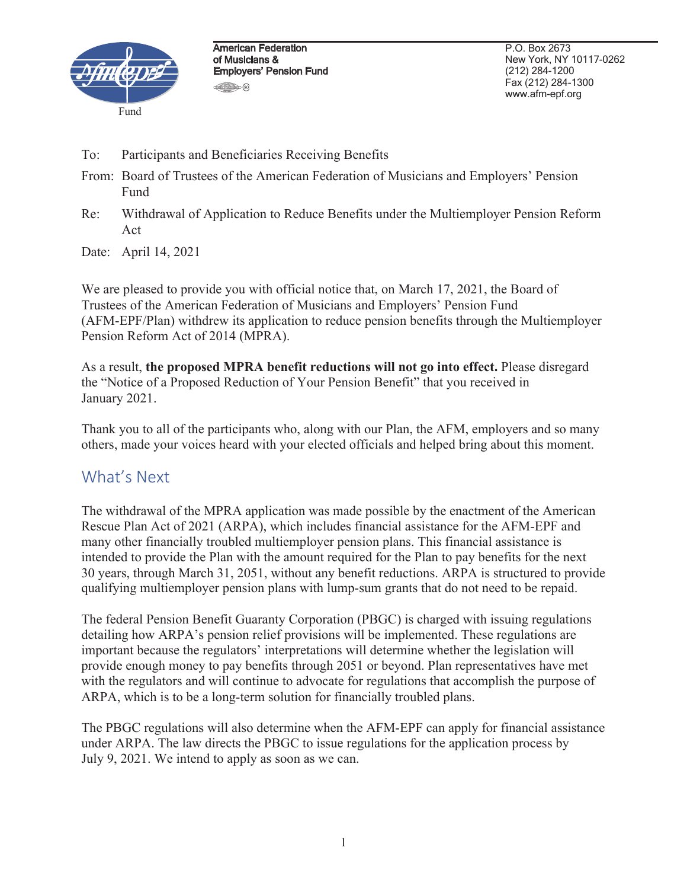Fund

American Federation of Musicians & Employers' Pension Fund

P.O. Box 2673
New York, NY 10117-0262
(212) 284-1200
Fax (212) 284-1300
www.afm-epf.org

To: Participants and Beneficiaries Receiving Benefits

From: Board of Trustees of the American Federation of Musicians and Employers' Pension Fund

Re: Withdrawal of Application to Reduce Benefits under the Multiemployer Pension Reform Act

Date: April 14, 2021

We are pleased to provide you with official notice that, on March 17, 2021, the Board of Trustees of the American Federation of Musicians and Employers' Pension Fund (AFM-EPF/Plan) withdrew its application to reduce pension benefits through the Multiemployer Pension Reform Act of 2014 (MPRA).

As a result, **the proposed MPRA benefit reductions will not go into effect.** Please disregard the "Notice of a Proposed Reduction of Your Pension Benefit" that you received in January 2021.

Thank you to all of the participants who, along with our Plan, the AFM, employers and so many others, made your voices heard with your elected officials and helped bring about this moment.

## What's Next

The withdrawal of the MPRA application was made possible by the enactment of the American Rescue Plan Act of 2021 (ARPA), which includes financial assistance for the AFM-EPF and many other financially troubled multiemployer pension plans. This financial assistance is intended to provide the Plan with the amount required for the Plan to pay benefits for the next 30 years, through March 31, 2051, without any benefit reductions. ARPA is structured to provide qualifying multiemployer pension plans with lump-sum grants that do not need to be repaid.

The federal Pension Benefit Guaranty Corporation (PBGC) is charged with issuing regulations detailing how ARPA's pension relief provisions will be implemented. These regulations are important because the regulators' interpretations will determine whether the legislation will provide enough money to pay benefits through 2051 or beyond. Plan representatives have met with the regulators and will continue to advocate for regulations that accomplish the purpose of ARPA, which is to be a long-term solution for financially troubled plans.

The PBGC regulations will also determine when the AFM-EPF can apply for financial assistance under ARPA. The law directs the PBGC to issue regulations for the application process by July 9, 2021. We intend to apply as soon as we can.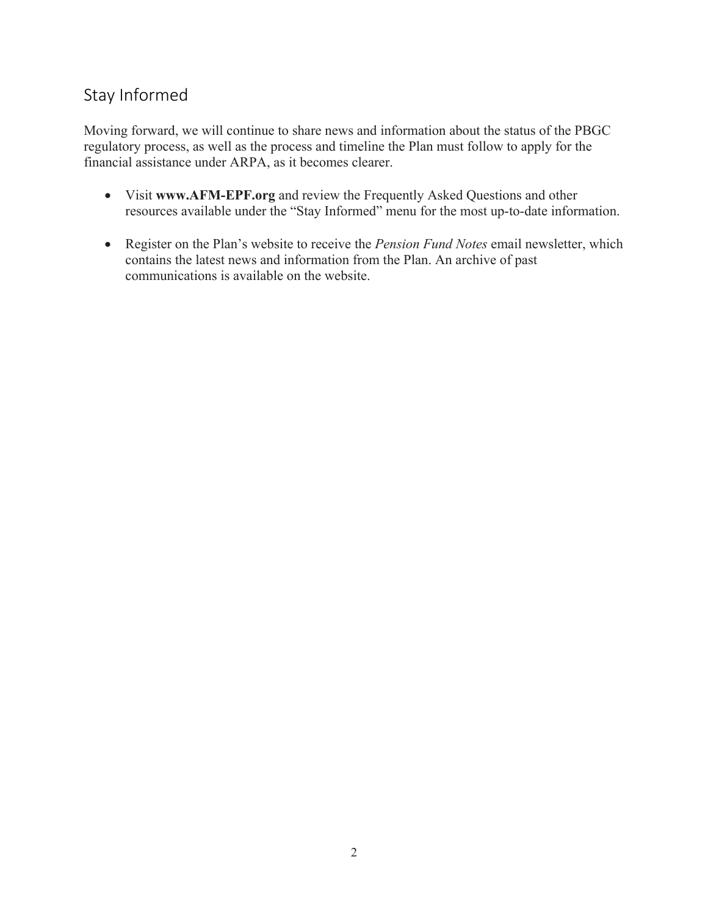## Stay Informed

Moving forward, we will continue to share news and information about the status of the PBGC regulatory process, as well as the process and timeline the Plan must follow to apply for the financial assistance under ARPA, as it becomes clearer.

- Visit **www.AFM-EPF.org** and review the Frequently Asked Questions and other resources available under the "Stay Informed" menu for the most up-to-date information.

- Register on the Plan's website to receive the *Pension Fund Notes* email newsletter, which contains the latest news and information from the Plan. An archive of past communications is available on the website.